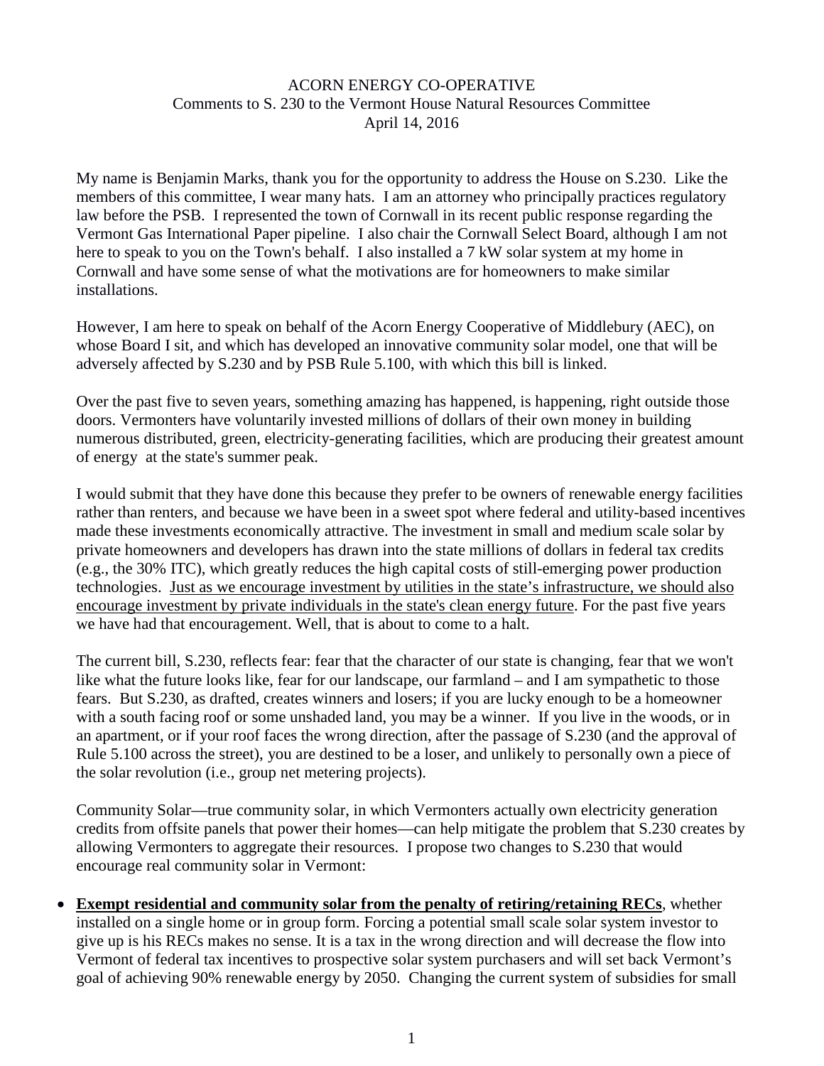ACORN ENERGY CO-OPERATIVE
Comments to S. 230 to the Vermont House Natural Resources Committee
April 14, 2016

My name is Benjamin Marks, thank you for the opportunity to address the House on S.230. Like the members of this committee, I wear many hats. I am an attorney who principally practices regulatory law before the PSB. I represented the town of Cornwall in its recent public response regarding the Vermont Gas International Paper pipeline. I also chair the Cornwall Select Board, although I am not here to speak to you on the Town's behalf. I also installed a 7 kW solar system at my home in Cornwall and have some sense of what the motivations are for homeowners to make similar installations.

However, I am here to speak on behalf of the Acorn Energy Cooperative of Middlebury (AEC), on whose Board I sit, and which has developed an innovative community solar model, one that will be adversely affected by S.230 and by PSB Rule 5.100, with which this bill is linked.

Over the past five to seven years, something amazing has happened, is happening, right outside those doors. Vermonters have voluntarily invested millions of dollars of their own money in building numerous distributed, green, electricity-generating facilities, which are producing their greatest amount of energy at the state's summer peak.

I would submit that they have done this because they prefer to be owners of renewable energy facilities rather than renters, and because we have been in a sweet spot where federal and utility-based incentives made these investments economically attractive. The investment in small and medium scale solar by private homeowners and developers has drawn into the state millions of dollars in federal tax credits (e.g., the 30% ITC), which greatly reduces the high capital costs of still-emerging power production technologies. <u>Just as we encourage investment by utilities in the state's infrastructure, we should also encourage investment by private individuals in the state's clean energy future</u>. For the past five years we have had that encouragement. Well, that is about to come to a halt.

The current bill, S.230, reflects fear: fear that the character of our state is changing, fear that we won't like what the future looks like, fear for our landscape, our farmland – and I am sympathetic to those fears. But S.230, as drafted, creates winners and losers; if you are lucky enough to be a homeowner with a south facing roof or some unshaded land, you may be a winner. If you live in the woods, or in an apartment, or if your roof faces the wrong direction, after the passage of S.230 (and the approval of Rule 5.100 across the street), you are destined to be a loser, and unlikely to personally own a piece of the solar revolution (i.e., group net metering projects).

Community Solar—true community solar, in which Vermonters actually own electricity generation credits from offsite panels that power their homes—can help mitigate the problem that S.230 creates by allowing Vermonters to aggregate their resources. I propose two changes to S.230 that would encourage real community solar in Vermont:

- **<u>Exempt residential and community solar from the penalty of retiring/retaining RECs</u>**, whether installed on a single home or in group form. Forcing a potential small scale solar system investor to give up is his RECs makes no sense. It is a tax in the wrong direction and will decrease the flow into Vermont of federal tax incentives to prospective solar system purchasers and will set back Vermont's goal of achieving 90% renewable energy by 2050. Changing the current system of subsidies for small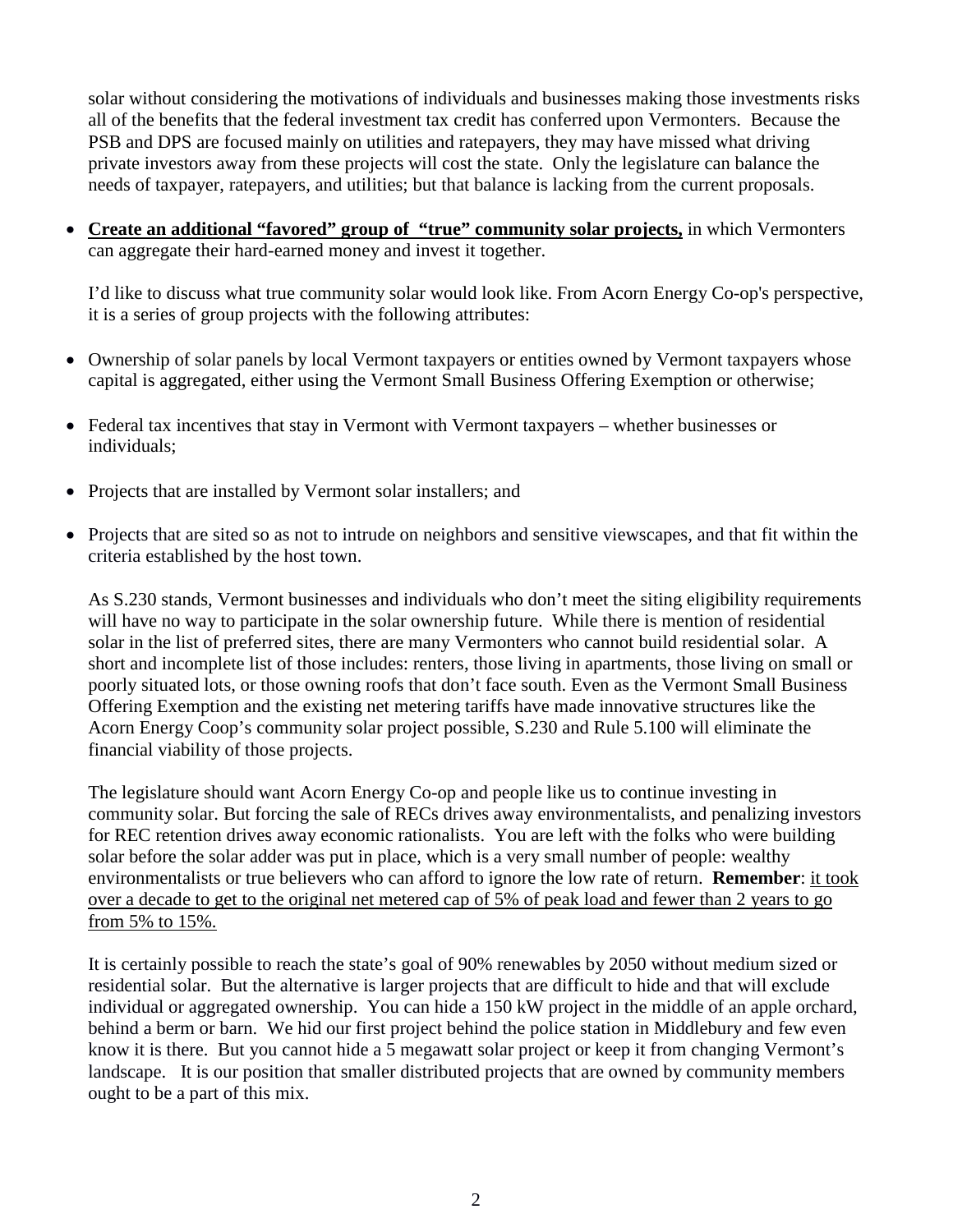solar without considering the motivations of individuals and businesses making those investments risks all of the benefits that the federal investment tax credit has conferred upon Vermonters. Because the PSB and DPS are focused mainly on utilities and ratepayers, they may have missed what driving private investors away from these projects will cost the state. Only the legislature can balance the needs of taxpayer, ratepayers, and utilities; but that balance is lacking from the current proposals.

- <u>**Create an additional "favored" group of "true" community solar projects,**</u> in which Vermonters can aggregate their hard-earned money and invest it together.

  I'd like to discuss what true community solar would look like. From Acorn Energy Co-op's perspective, it is a series of group projects with the following attributes:

- Ownership of solar panels by local Vermont taxpayers or entities owned by Vermont taxpayers whose capital is aggregated, either using the Vermont Small Business Offering Exemption or otherwise;
- Federal tax incentives that stay in Vermont with Vermont taxpayers – whether businesses or individuals;
- Projects that are installed by Vermont solar installers; and
- Projects that are sited so as not to intrude on neighbors and sensitive viewscapes, and that fit within the criteria established by the host town.

  As S.230 stands, Vermont businesses and individuals who don't meet the siting eligibility requirements will have no way to participate in the solar ownership future. While there is mention of residential solar in the list of preferred sites, there are many Vermonters who cannot build residential solar. A short and incomplete list of those includes: renters, those living in apartments, those living on small or poorly situated lots, or those owning roofs that don't face south. Even as the Vermont Small Business Offering Exemption and the existing net metering tariffs have made innovative structures like the Acorn Energy Coop's community solar project possible, S.230 and Rule 5.100 will eliminate the financial viability of those projects.

  The legislature should want Acorn Energy Co-op and people like us to continue investing in community solar. But forcing the sale of RECs drives away environmentalists, and penalizing investors for REC retention drives away economic rationalists. You are left with the folks who were building solar before the solar adder was put in place, which is a very small number of people: wealthy environmentalists or true believers who can afford to ignore the low rate of return. **Remember**: <u>it took over a decade to get to the original net metered cap of 5% of peak load and fewer than 2 years to go from 5% to 15%.</u>

  It is certainly possible to reach the state's goal of 90% renewables by 2050 without medium sized or residential solar. But the alternative is larger projects that are difficult to hide and that will exclude individual or aggregated ownership. You can hide a 150 kW project in the middle of an apple orchard, behind a berm or barn. We hid our first project behind the police station in Middlebury and few even know it is there. But you cannot hide a 5 megawatt solar project or keep it from changing Vermont's landscape. It is our position that smaller distributed projects that are owned by community members ought to be a part of this mix.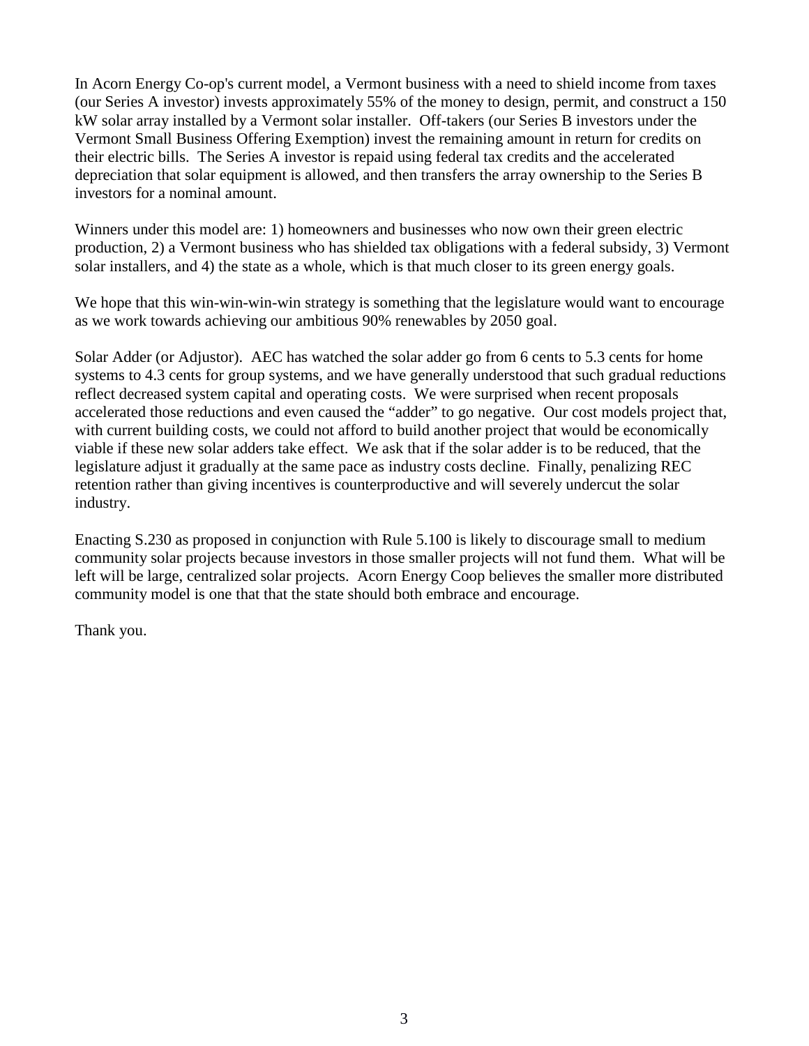In Acorn Energy Co-op's current model, a Vermont business with a need to shield income from taxes (our Series A investor) invests approximately 55% of the money to design, permit, and construct a 150 kW solar array installed by a Vermont solar installer. Off-takers (our Series B investors under the Vermont Small Business Offering Exemption) invest the remaining amount in return for credits on their electric bills. The Series A investor is repaid using federal tax credits and the accelerated depreciation that solar equipment is allowed, and then transfers the array ownership to the Series B investors for a nominal amount.

Winners under this model are: 1) homeowners and businesses who now own their green electric production, 2) a Vermont business who has shielded tax obligations with a federal subsidy, 3) Vermont solar installers, and 4) the state as a whole, which is that much closer to its green energy goals.

We hope that this win-win-win-win strategy is something that the legislature would want to encourage as we work towards achieving our ambitious 90% renewables by 2050 goal.

Solar Adder (or Adjustor). AEC has watched the solar adder go from 6 cents to 5.3 cents for home systems to 4.3 cents for group systems, and we have generally understood that such gradual reductions reflect decreased system capital and operating costs. We were surprised when recent proposals accelerated those reductions and even caused the "adder" to go negative. Our cost models project that, with current building costs, we could not afford to build another project that would be economically viable if these new solar adders take effect. We ask that if the solar adder is to be reduced, that the legislature adjust it gradually at the same pace as industry costs decline. Finally, penalizing REC retention rather than giving incentives is counterproductive and will severely undercut the solar industry.

Enacting S.230 as proposed in conjunction with Rule 5.100 is likely to discourage small to medium community solar projects because investors in those smaller projects will not fund them. What will be left will be large, centralized solar projects. Acorn Energy Coop believes the smaller more distributed community model is one that that the state should both embrace and encourage.

Thank you.